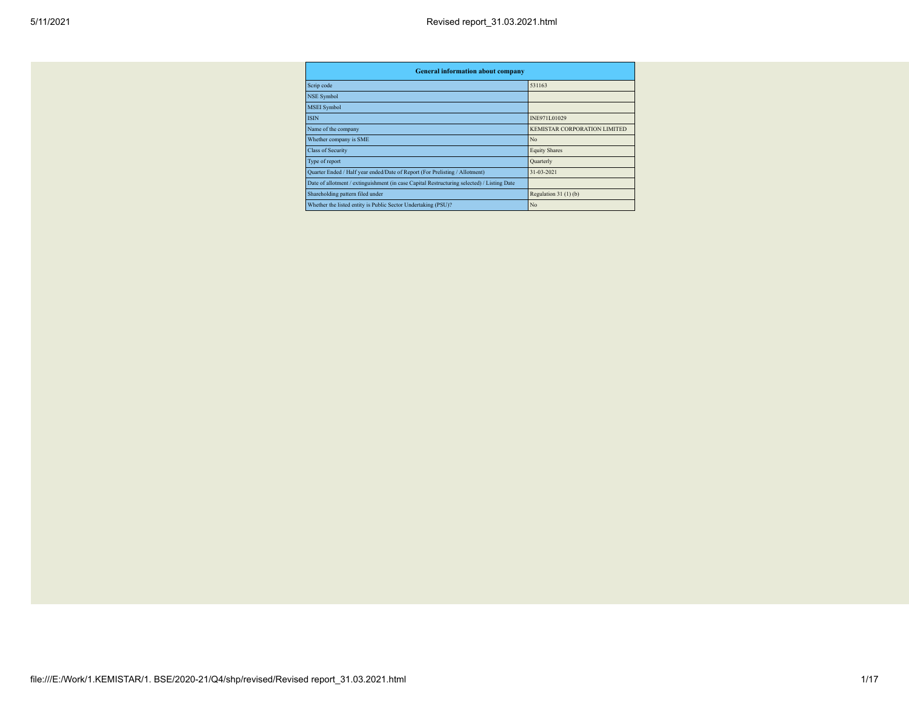| General information about company | |
|---|---|
| Scrip code | 531163 |
| NSE Symbol | |
| MSEI Symbol | |
| ISIN | INE971L01029 |
| Name of the company | KEMISTAR CORPORATION LIMITED |
| Whether company is SME | No |
| Class of Security | Equity Shares |
| Type of report | Quarterly |
| Quarter Ended / Half year ended/Date of Report (For Prelisting / Allotment) | 31-03-2021 |
| Date of allotment / extinguishment (in case Capital Restructuring selected) / Listing Date | |
| Shareholding pattern filed under | Regulation 31 (1) (b) |
| Whether the listed entity is Public Sector Undertaking (PSU)? | No |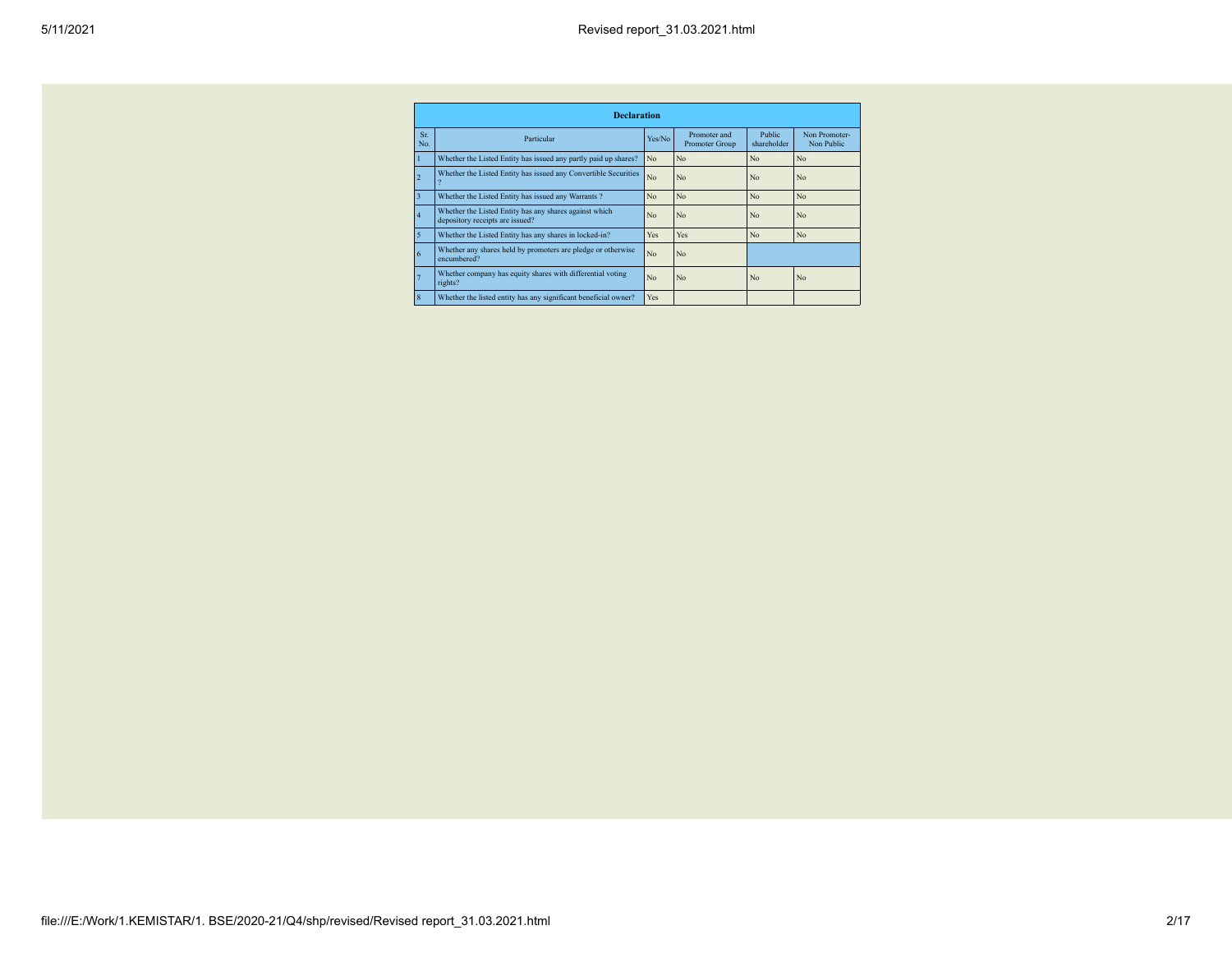| Declaration | | | | | |
|---|---|---|---|---|---|
| Sr. No. | Particular | Yes/No | Promoter and Promoter Group | Public shareholder | Non Promoter- Non Public |
| 1 | Whether the Listed Entity has issued any partly paid up shares? | No | No | No | No |
| 2 | Whether the Listed Entity has issued any Convertible Securities ? | No | No | No | No |
| 3 | Whether the Listed Entity has issued any Warrants ? | No | No | No | No |
| 4 | Whether the Listed Entity has any shares against which depository receipts are issued? | No | No | No | No |
| 5 | Whether the Listed Entity has any shares in locked-in? | Yes | Yes | No | No |
| 6 | Whether any shares held by promoters are pledge or otherwise encumbered? | No | No | | |
| 7 | Whether company has equity shares with differential voting rights? | No | No | No | No |
| 8 | Whether the listed entity has any significant beneficial owner? | Yes | | | |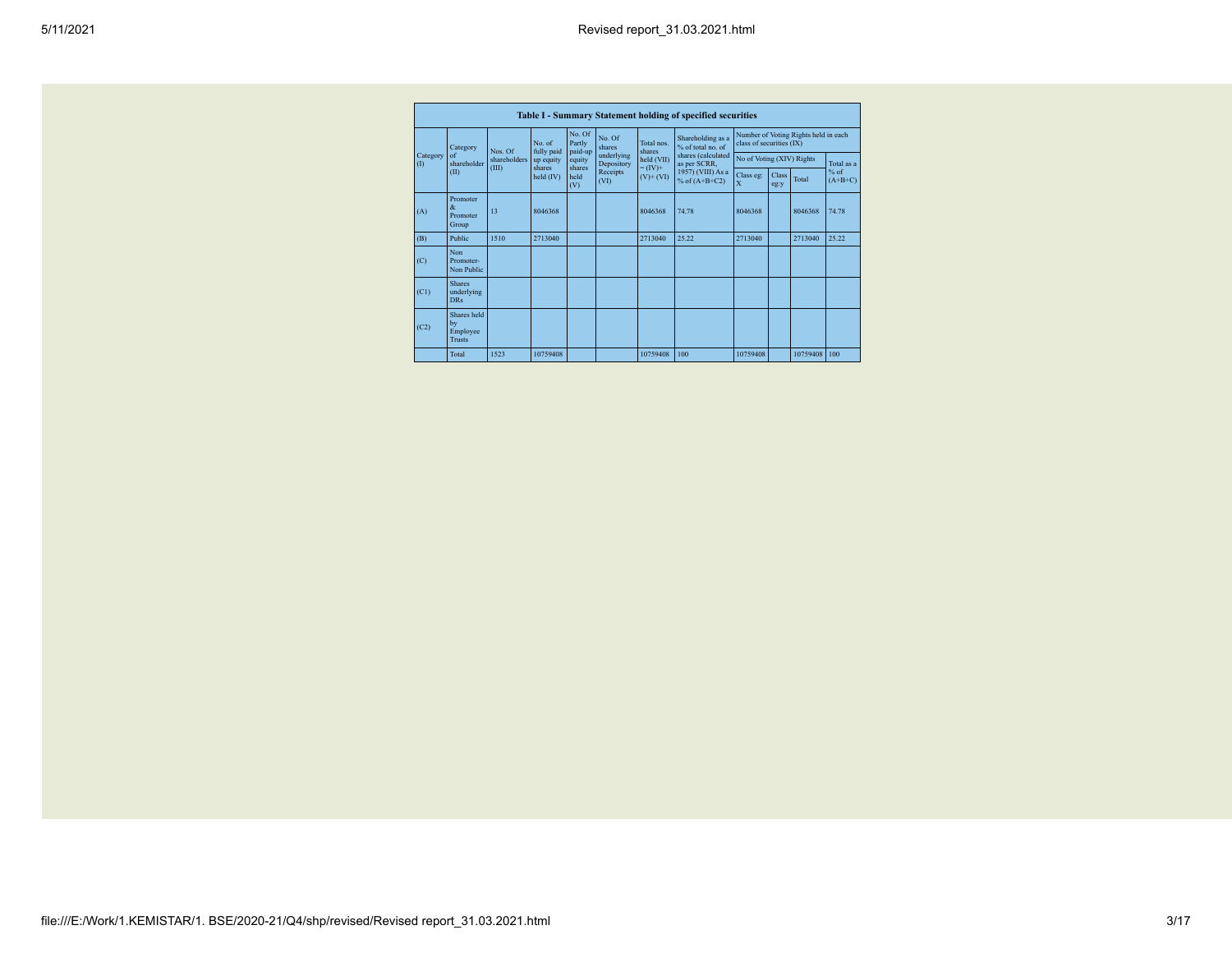| Table I - Summary Statement holding of specified securities | | | | | | | | | | | | |
|---|---|---|---|---|---|---|---|---|---|---|---|---|
| Category (I) | Category of shareholder (II) | Nos. Of shareholders (III) | No. of fully paid up equity shares held (IV) | No. Of Partly paid-up equity shares held (V) | No. Of shares underlying Depository Receipts (VI) | Total nos. shares held (VII) = (IV)+ (V)+ (VI) | Shareholding as a % of total no. of shares (calculated as per SCRR, 1957) (VIII) As a % of (A+B+C2) | Number of Voting Rights held in each class of securities (IX) | | | |
| | | | | | | | | No of Voting (XIV) Rights | | | Total as a % of (A+B+C) |
| | | | | | | | | Class eg: X | Class eg:y | Total | |
| (A) | Promoter & Promoter Group | 13 | 8046368 | | | 8046368 | 74.78 | 8046368 | | 8046368 | 74.78 |
| (B) | Public | 1510 | 2713040 | | | 2713040 | 25.22 | 2713040 | | 2713040 | 25.22 |
| (C) | Non Promoter- Non Public | | | | | | | | | | |
| (C1) | Shares underlying DRs | | | | | | | | | | |
| (C2) | Shares held by Employee Trusts | | | | | | | | | | |
| | Total | 1523 | 10759408 | | | 10759408 | 100 | 10759408 | | 10759408 | 100 |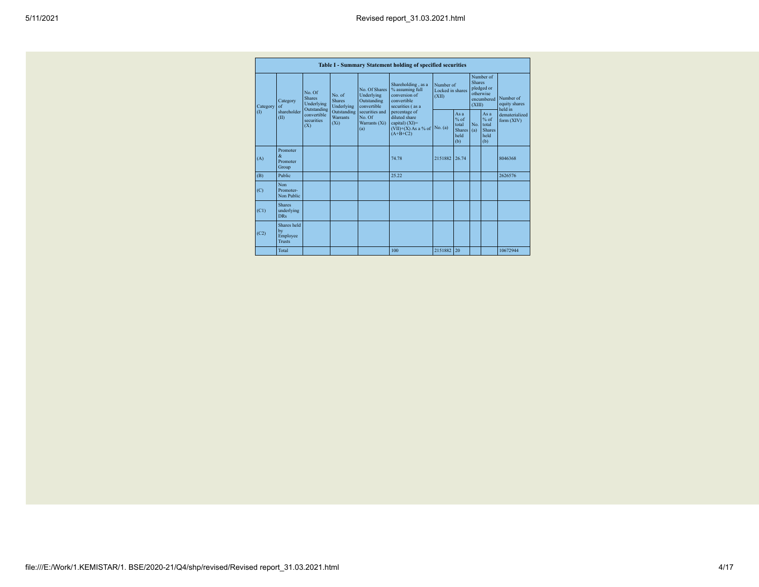| Table I - Summary Statement holding of specified securities | | | | | | | | | | | |
|---|---|---|---|---|---|---|---|---|---|---|---|
| Category (I) | Category of shareholder (II) | No. Of Shares Underlying Outstanding convertible securities (X) | No. of Shares Underlying Outstanding Warrants (Xi) | No. Of Shares Underlying Outstanding convertible securities and No. Of Warrants (Xi) (a) | Shareholding , as a % assuming full conversion of convertible securities ( as a percentage of diluted share capital) (XI)= (VII)+(X) As a % of (A+B+C2) | Number of Locked in shares (XII) | | Number of Shares pledged or otherwise encumbered (XIII) | | Number of equity shares held in dematerialized form (XIV) |
| | | | | | | No. (a) | As a % of total Shares held (b) | No. (a) | As a % of total Shares held (b) | |
| (A) | Promoter & Promoter Group | | | | 74.78 | 2151882 | 26.74 | | | 8046368 |
| (B) | Public | | | | 25.22 | | | | | 2626576 |
| (C) | Non Promoter- Non Public | | | | | | | | | |
| (C1) | Shares underlying DRs | | | | | | | | | |
| (C2) | Shares held by Employee Trusts | | | | | | | | | |
| | Total | | | | 100 | 2151882 | 20 | | | 10672944 |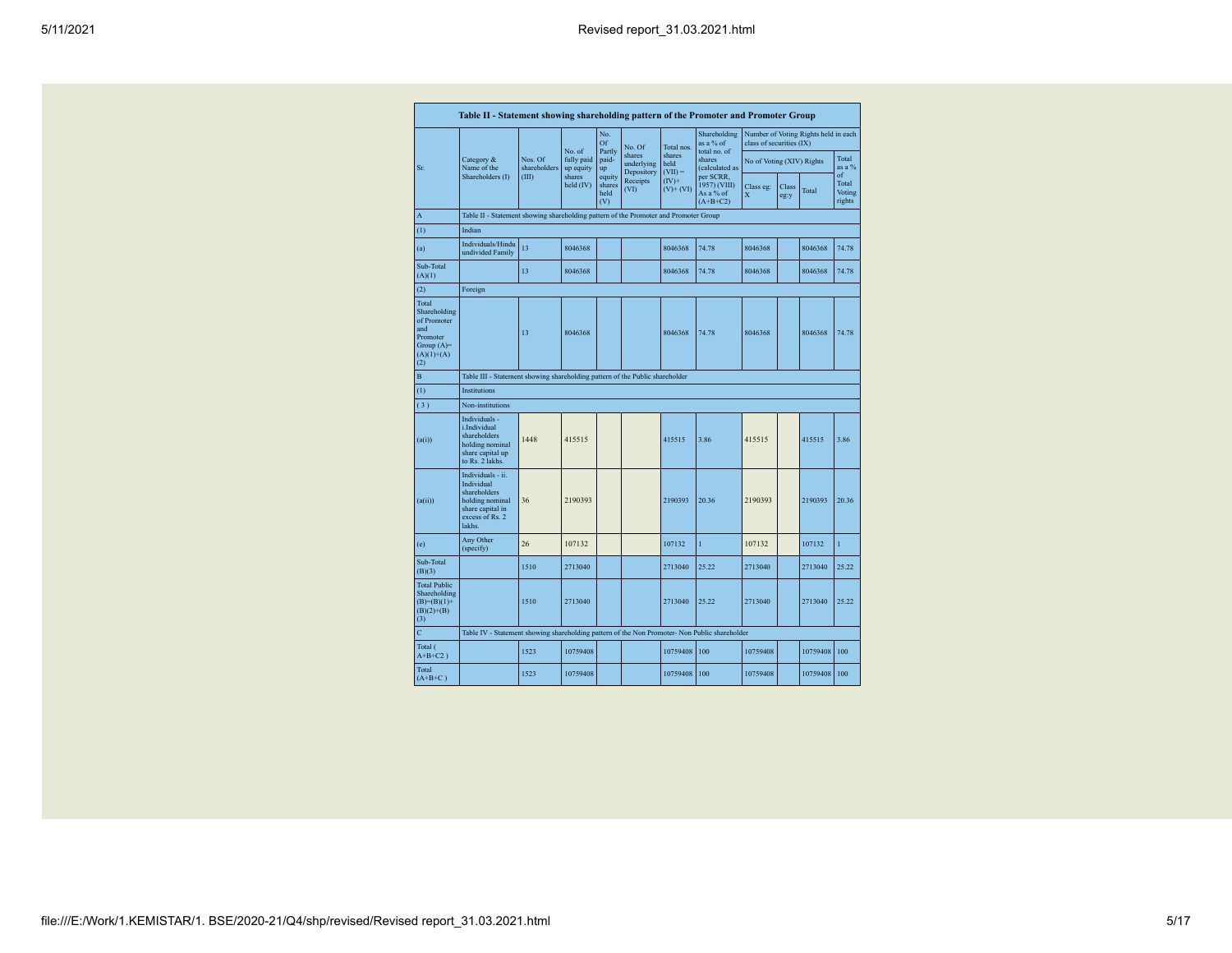| Table II - Statement showing shareholding pattern of the Promoter and Promoter Group | | | | | | | | | | | | |
|---|---|---|---|---|---|---|---|---|---|---|---|---|
| Sr. | Category & Name of the Shareholders (I) | Nos. Of shareholders (III) | No. of fully paid up equity shares held (IV) | No. Of Partly paid-up equity shares held (V) | No. Of shares underlying Depository Receipts (VI) | Total nos. shares held (VII) = (IV)+ (V)+ (VI) | Shareholding as a % of total no. of shares (calculated as per SCRR, 1957) (VIII) As a % of (A+B+C2) | Number of Voting Rights held in each class of securities (IX) | | | |
| | | | | | | | | No of Voting (XIV) Rights | | | Total as a % of Total Voting rights |
| | | | | | | | | Class eg: X | Class eg:y | Total | |
| A | Table II - Statement showing shareholding pattern of the Promoter and Promoter Group | | | | | | | | | | |
| (1) | Indian | | | | | | | | | | |
| (a) | Individuals/Hindu undivided Family | 13 | 8046368 | | | 8046368 | 74.78 | 8046368 | | 8046368 | 74.78 |
| Sub-Total (A)(1) | | 13 | 8046368 | | | 8046368 | 74.78 | 8046368 | | 8046368 | 74.78 |
| (2) | Foreign | | | | | | | | | | |
| Total Shareholding of Promoter and Promoter Group (A)=(A)(1)+(A)(2) | | 13 | 8046368 | | | 8046368 | 74.78 | 8046368 | | 8046368 | 74.78 |
| B | Table III - Statement showing shareholding pattern of the Public shareholder | | | | | | | | | | |
| (1) | Institutions | | | | | | | | | | |
| (3) | Non-institutions | | | | | | | | | | |
| (a(i)) | Individuals - i.Individual shareholders holding nominal share capital up to Rs. 2 lakhs. | 1448 | 415515 | | | 415515 | 3.86 | 415515 | | 415515 | 3.86 |
| (a(ii)) | Individuals - ii. Individual shareholders holding nominal share capital in excess of Rs. 2 lakhs. | 36 | 2190393 | | | 2190393 | 20.36 | 2190393 | | 2190393 | 20.36 |
| (e) | Any Other (specify) | 26 | 107132 | | | 107132 | 1 | 107132 | | 107132 | 1 |
| Sub-Total (B)(3) | | 1510 | 2713040 | | | 2713040 | 25.22 | 2713040 | | 2713040 | 25.22 |
| Total Public Shareholding (B)=(B)(1)+(B)(2)+(B)(3) | | 1510 | 2713040 | | | 2713040 | 25.22 | 2713040 | | 2713040 | 25.22 |
| C | Table IV - Statement showing shareholding pattern of the Non Promoter- Non Public shareholder | | | | | | | | | | |
| Total ( A+B+C2 ) | | 1523 | 10759408 | | | 10759408 | 100 | 10759408 | | 10759408 | 100 |
| Total (A+B+C ) | | 1523 | 10759408 | | | 10759408 | 100 | 10759408 | | 10759408 | 100 |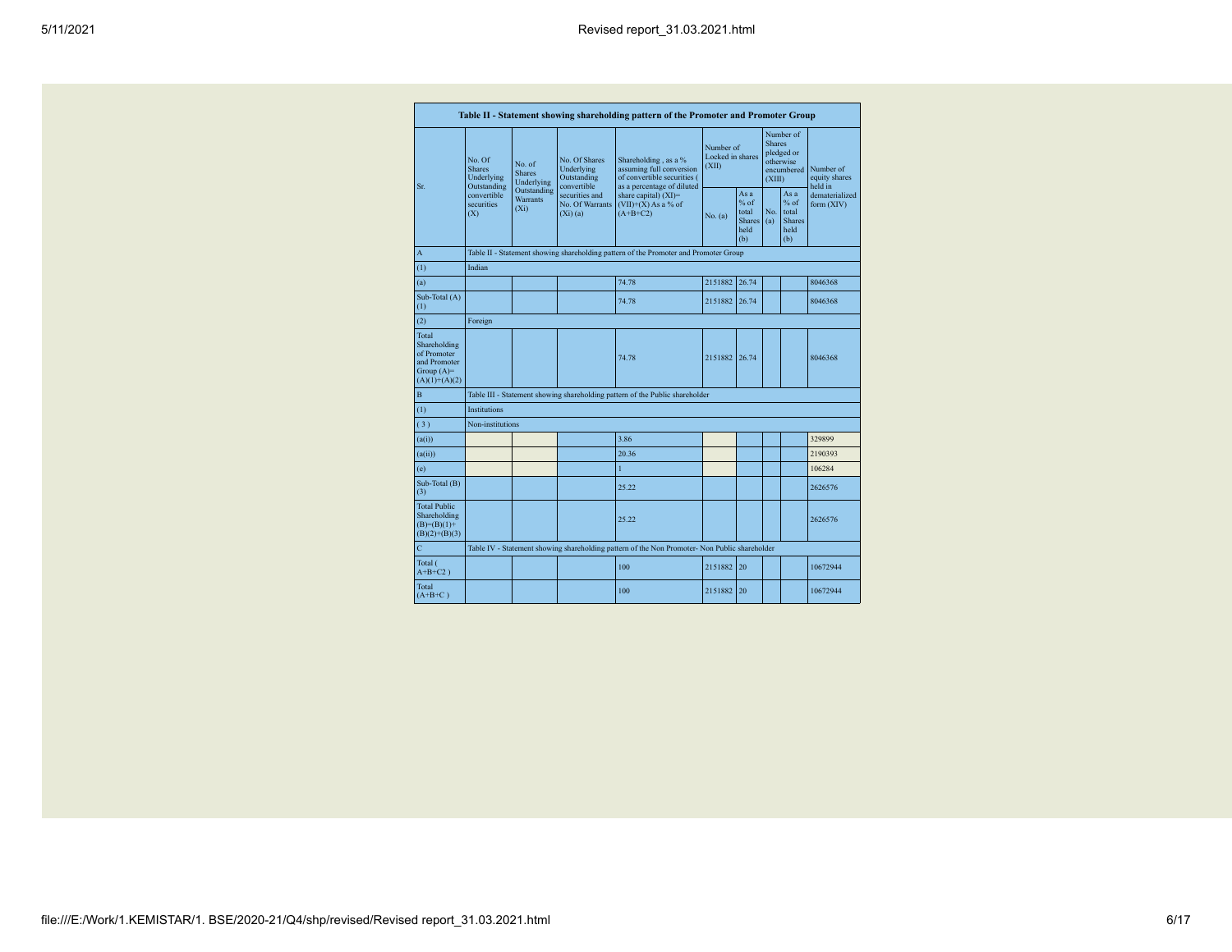| Table II - Statement showing shareholding pattern of the Promoter and Promoter Group | | | | | | | | | |
|---|---|---|---|---|---|---|---|---|---|
| Sr. | No. Of Shares Underlying Outstanding convertible securities (X) | No. of Shares Underlying Outstanding Warrants (Xi) | No. Of Shares Underlying Outstanding convertible securities and No. Of Warrants (Xi) (a) | Shareholding , as a % assuming full conversion of convertible securities ( as a percentage of diluted share capital) (XI)= (VII)+(X) As a % of (A+B+C2) | Number of Locked in shares (XII) | | Number of Shares pledged or otherwise encumbered (XIII) | | Number of equity shares held in dematerialized form (XIV) |
| | | | | | No. (a) | As a % of total Shares held (b) | No. (a) | As a % of total Shares held (b) | |
| A | Table II - Statement showing shareholding pattern of the Promoter and Promoter Group | | | | | | | | |
| (1) | Indian | | | | | | | | |
| (a) | | | | 74.78 | 2151882 | 26.74 | | | 8046368 |
| Sub-Total (A) (1) | | | | 74.78 | 2151882 | 26.74 | | | 8046368 |
| (2) | Foreign | | | | | | | | |
| Total Shareholding of Promoter and Promoter Group (A)= (A)(1)+(A)(2) | | | | 74.78 | 2151882 | 26.74 | | | 8046368 |
| B | Table III - Statement showing shareholding pattern of the Public shareholder | | | | | | | | |
| (1) | Institutions | | | | | | | | |
| ( 3 ) | Non-institutions | | | | | | | | |
| (a(i)) | | | | 3.86 | | | | | 329899 |
| (a(ii)) | | | | 20.36 | | | | | 2190393 |
| (e) | | | | 1 | | | | | 106284 |
| Sub-Total (B) (3) | | | | 25.22 | | | | | 2626576 |
| Total Public Shareholding (B)=(B)(1)+ (B)(2)+(B)(3) | | | | 25.22 | | | | | 2626576 |
| C | Table IV - Statement showing shareholding pattern of the Non Promoter- Non Public shareholder | | | | | | | | |
| Total ( A+B+C2 ) | | | | 100 | 2151882 | 20 | | | 10672944 |
| Total (A+B+C ) | | | | 100 | 2151882 | 20 | | | 10672944 |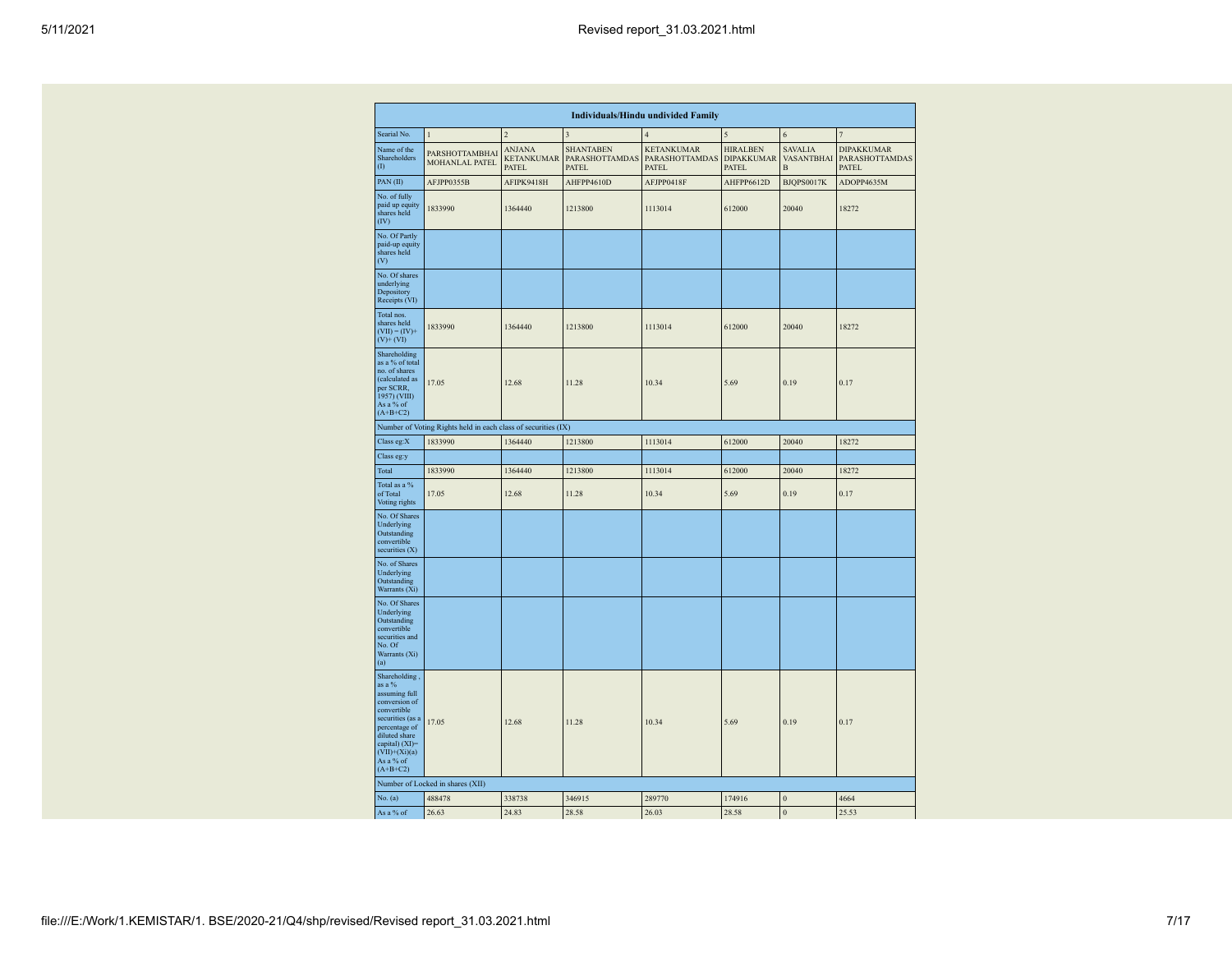| Individuals/Hindu undivided Family | | | | | | | |
|---|---|---|---|---|---|---|---|
| Searial No. | 1 | 2 | 3 | 4 | 5 | 6 | 7 |
| Name of the Shareholders (I) | PARSHOTTAMBHAI MOHANLAL PATEL | ANJANA KETANKUMAR PATEL | SHANTABEN PARASHOTTAMDAS PATEL | KETANKUMAR PARASHOTTAMDAS PATEL | HIRALBEN DIPAKKUMAR PATEL | SAVALIA VASANTBHAI B | DIPAKKUMAR PARASHOTTAMDAS PATEL |
| PAN (II) | AFJPP0355B | AFIPK9418H | AHFPP4610D | AFJPP0418F | AHFPP6612D | BJQPS0017K | ADOPP4635M |
| No. of fully paid up equity shares held (IV) | 1833990 | 1364440 | 1213800 | 1113014 | 612000 | 20040 | 18272 |
| No. Of Partly paid-up equity shares held (V) | | | | | | | |
| No. Of shares underlying Depository Receipts (VI) | | | | | | | |
| Total nos. shares held (VII) = (IV)+(V)+ (VI) | 1833990 | 1364440 | 1213800 | 1113014 | 612000 | 20040 | 18272 |
| Shareholding as a % of total no. of shares (calculated as per SCRR, 1957) (VIII) As a % of (A+B+C2) | 17.05 | 12.68 | 11.28 | 10.34 | 5.69 | 0.19 | 0.17 |
| Number of Voting Rights held in each class of securities (IX) | | | | | | | |
| Class eg:X | 1833990 | 1364440 | 1213800 | 1113014 | 612000 | 20040 | 18272 |
| Class eg:y | | | | | | | |
| Total | 1833990 | 1364440 | 1213800 | 1113014 | 612000 | 20040 | 18272 |
| Total as a % of Total Voting rights | 17.05 | 12.68 | 11.28 | 10.34 | 5.69 | 0.19 | 0.17 |
| No. Of Shares Underlying Outstanding convertible securities (X) | | | | | | | |
| No. of Shares Underlying Outstanding Warrants (Xi) | | | | | | | |
| No. Of Shares Underlying Outstanding convertible securities and No. Of Warrants (Xi) (a) | | | | | | | |
| Shareholding , as a % assuming full conversion of convertible securities (as a percentage of diluted share capital) (XI)= (VII)+(Xi)(a) As a % of (A+B+C2) | 17.05 | 12.68 | 11.28 | 10.34 | 5.69 | 0.19 | 0.17 |
| Number of Locked in shares (XII) | | | | | | | |
| No. (a) | 488478 | 338738 | 346915 | 289770 | 174916 | 0 | 4664 |
| As a % of | 26.63 | 24.83 | 28.58 | 26.03 | 28.58 | 0 | 25.53 |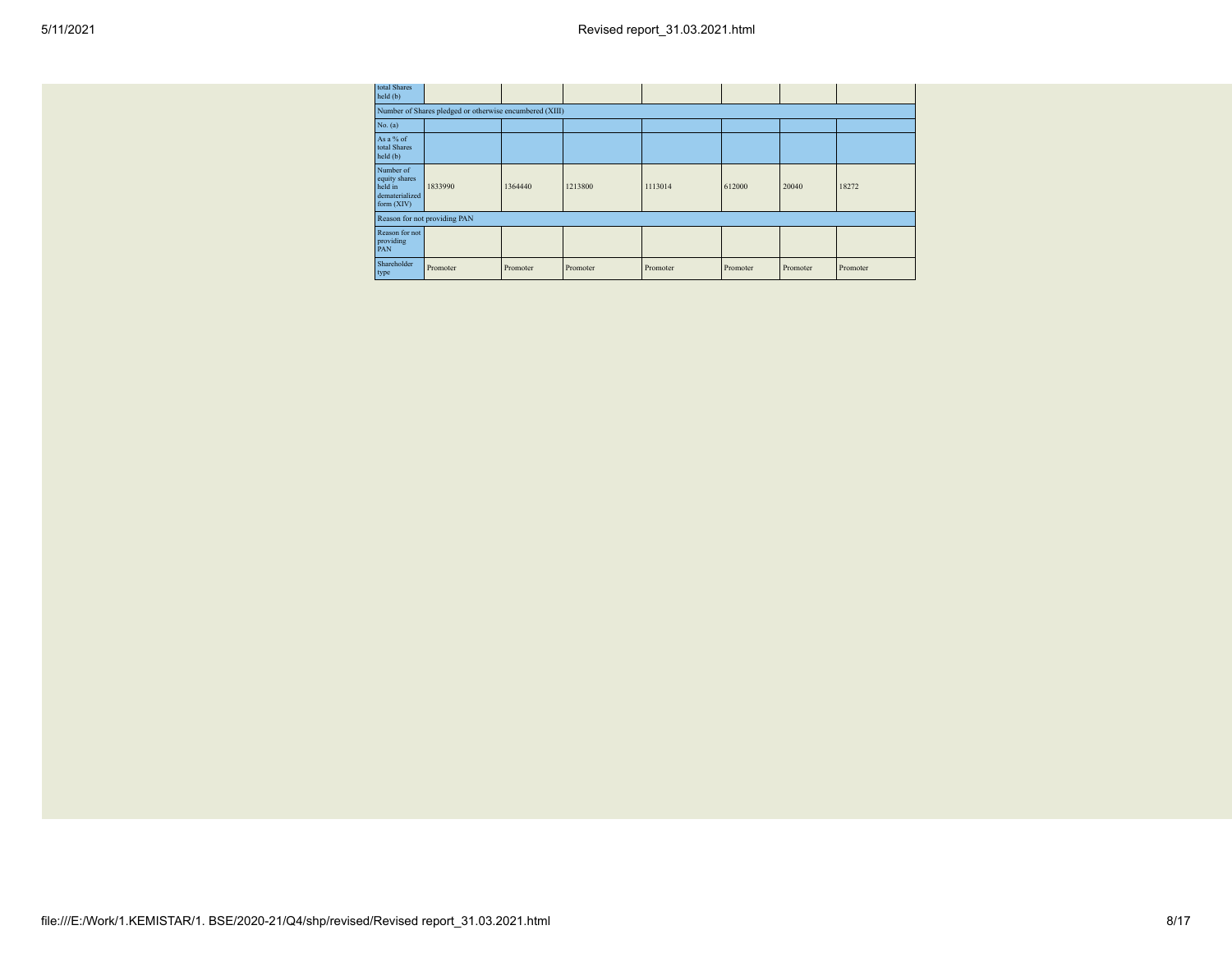| total Shares held (b) | | | | | | | |
|---|---|---|---|---|---|---|---|
| Number of Shares pledged or otherwise encumbered (XIII) | | | | | | | |
| No. (a) | | | | | | | |
| As a % of total Shares held (b) | | | | | | | |
| Number of equity shares held in dematerialized form (XIV) | 1833990 | 1364440 | 1213800 | 1113014 | 612000 | 20040 | 18272 |
| Reason for not providing PAN | | | | | | | |
| Reason for not providing PAN | | | | | | | |
| Shareholder type | Promoter | Promoter | Promoter | Promoter | Promoter | Promoter | Promoter |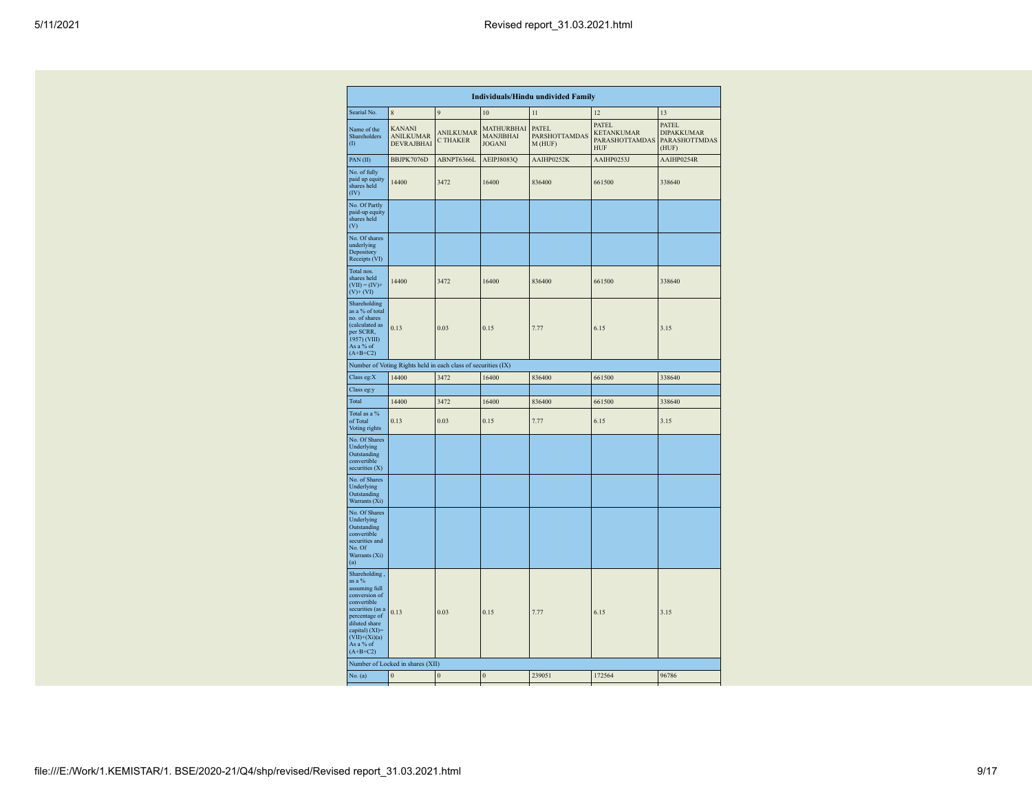| Individuals/Hindu undivided Family | | | | | | |
|---|---|---|---|---|---|---|
| Searial No. | 8 | 9 | 10 | 11 | 12 | 13 |
| Name of the Shareholders (I) | KANANI ANILKUMAR DEVRAJBHAI | ANILKUMAR C THAKER | MATHURBHAI MANJIBHAI JOGANI | PATEL PARSHOTTAMDAS M (HUF) | PATEL KETANKUMAR PARASHOTTAMDAS HUF | PATEL DIPAKKUMAR PARASHOTTMDAS (HUF) |
| PAN (II) | BBJPK7076D | ABNPT6366L | AEIPJ8083Q | AAIHP0252K | AAIHP0253J | AAIHP0254R |
| No. of fully paid up equity shares held (IV) | 14400 | 3472 | 16400 | 836400 | 661500 | 338640 |
| No. Of Partly paid-up equity shares held (V) | | | | | | |
| No. Of shares underlying Depository Receipts (VI) | | | | | | |
| Total nos. shares held (VII) = (IV)+(V)+ (VI) | 14400 | 3472 | 16400 | 836400 | 661500 | 338640 |
| Shareholding as a % of total no. of shares (calculated as per SCRR, 1957) (VIII) As a % of (A+B+C2) | 0.13 | 0.03 | 0.15 | 7.77 | 6.15 | 3.15 |
| Number of Voting Rights held in each class of securities (IX) | | | | | | |
| Class eg:X | 14400 | 3472 | 16400 | 836400 | 661500 | 338640 |
| Class eg:y | | | | | | |
| Total | 14400 | 3472 | 16400 | 836400 | 661500 | 338640 |
| Total as a % of Total Voting rights | 0.13 | 0.03 | 0.15 | 7.77 | 6.15 | 3.15 |
| No. Of Shares Underlying Outstanding convertible securities (X) | | | | | | |
| No. of Shares Underlying Outstanding Warrants (Xi) | | | | | | |
| No. Of Shares Underlying Outstanding convertible securities and No. Of Warrants (Xi) (a) | | | | | | |
| Shareholding , as a % assuming full conversion of convertible securities (as a percentage of diluted share capital) (XI)= (VII)+(Xi)(a) As a % of (A+B+C2) | 0.13 | 0.03 | 0.15 | 7.77 | 6.15 | 3.15 |
| Number of Locked in shares (XII) | | | | | | |
| No. (a) | 0 | 0 | 0 | 239051 | 172564 | 96786 |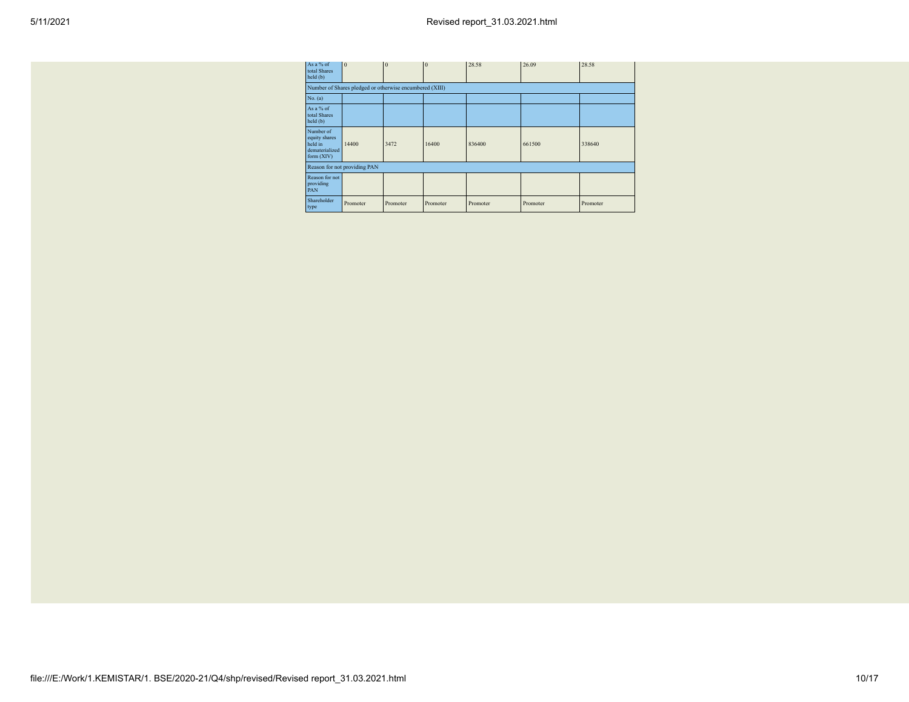| | | | | | | |
|---|---|---|---|---|---|---|
| As a % of total Shares held (b) | 0 | 0 | 0 | 28.58 | 26.09 | 28.58 |
| Number of Shares pledged or otherwise encumbered (XIII) | | | | | | |
| No. (a) | | | | | | |
| As a % of total Shares held (b) | | | | | | |
| Number of equity shares held in dematerialized form (XIV) | 14400 | 3472 | 16400 | 836400 | 661500 | 338640 |
| Reason for not providing PAN | | | | | | |
| Reason for not providing PAN | | | | | | |
| Shareholder type | Promoter | Promoter | Promoter | Promoter | Promoter | Promoter |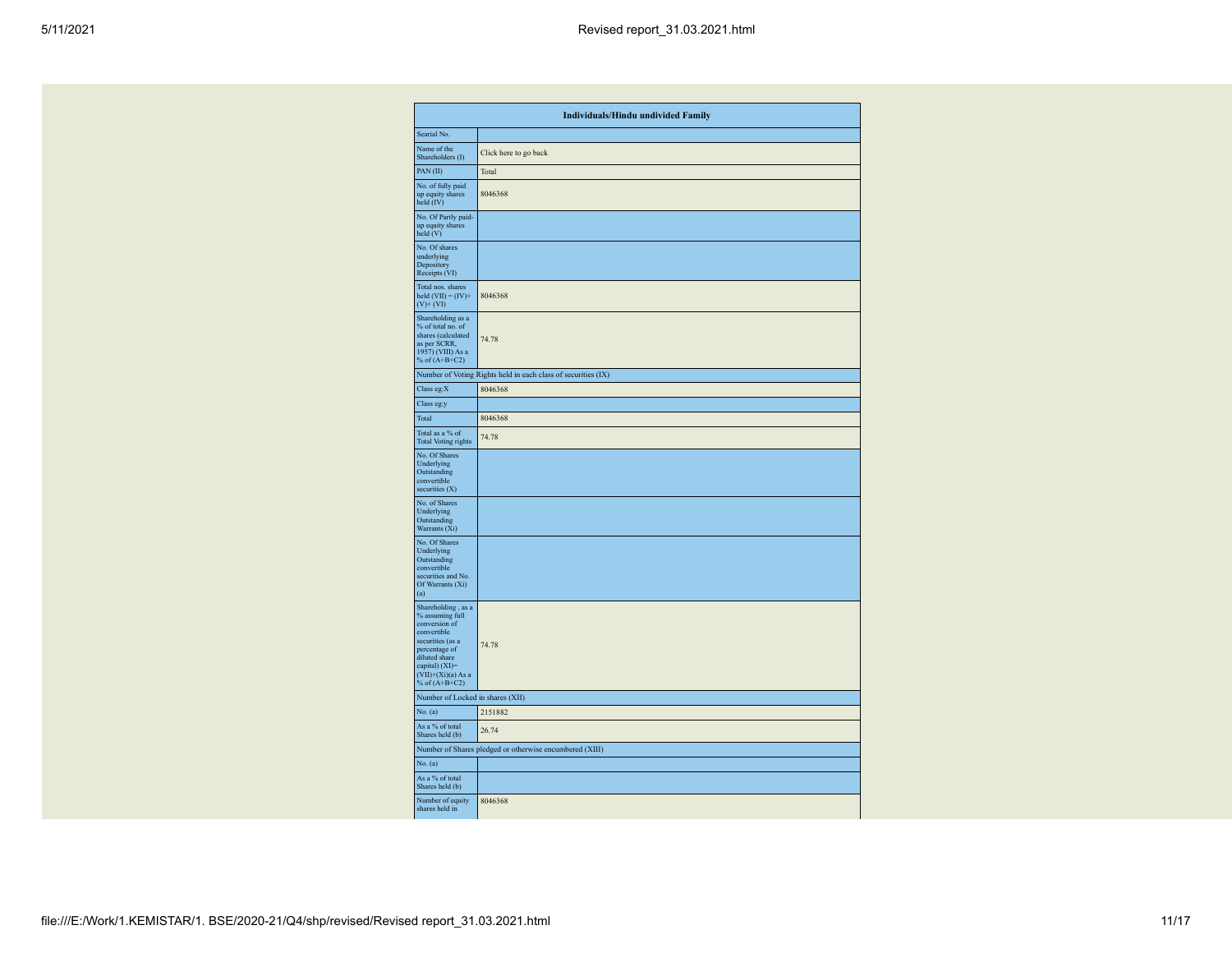| Individuals/Hindu undivided Family | |
|---|---|
| Searial No. | |
| Name of the Shareholders (I) | Click here to go back |
| PAN (II) | Total |
| No. of fully paid up equity shares held (IV) | 8046368 |
| No. Of Partly paid-up equity shares held (V) | |
| No. Of shares underlying Depository Receipts (VI) | |
| Total nos. shares held (VII) = (IV)+ (V)+ (VI) | 8046368 |
| Shareholding as a % of total no. of shares (calculated as per SCRR, 1957) (VIII) As a % of (A+B+C2) | 74.78 |
| Number of Voting Rights held in each class of securities (IX) | |
| Class eg:X | 8046368 |
| Class eg:y | |
| Total | 8046368 |
| Total as a % of Total Voting rights | 74.78 |
| No. Of Shares Underlying Outstanding convertible securities (X) | |
| No. of Shares Underlying Outstanding Warrants (Xi) | |
| No. Of Shares Underlying Outstanding convertible securities and No. Of Warrants (Xi) (a) | |
| Shareholding , as a % assuming full conversion of convertible securities (as a percentage of diluted share capital) (XI)= (VII)+(Xi)(a) As a % of (A+B+C2) | 74.78 |
| Number of Locked in shares (XII) | |
| No. (a) | 2151882 |
| As a % of total Shares held (b) | 26.74 |
| Number of Shares pledged or otherwise encumbered (XIII) | |
| No. (a) | |
| As a % of total Shares held (b) | |
| Number of equity shares held in | 8046368 |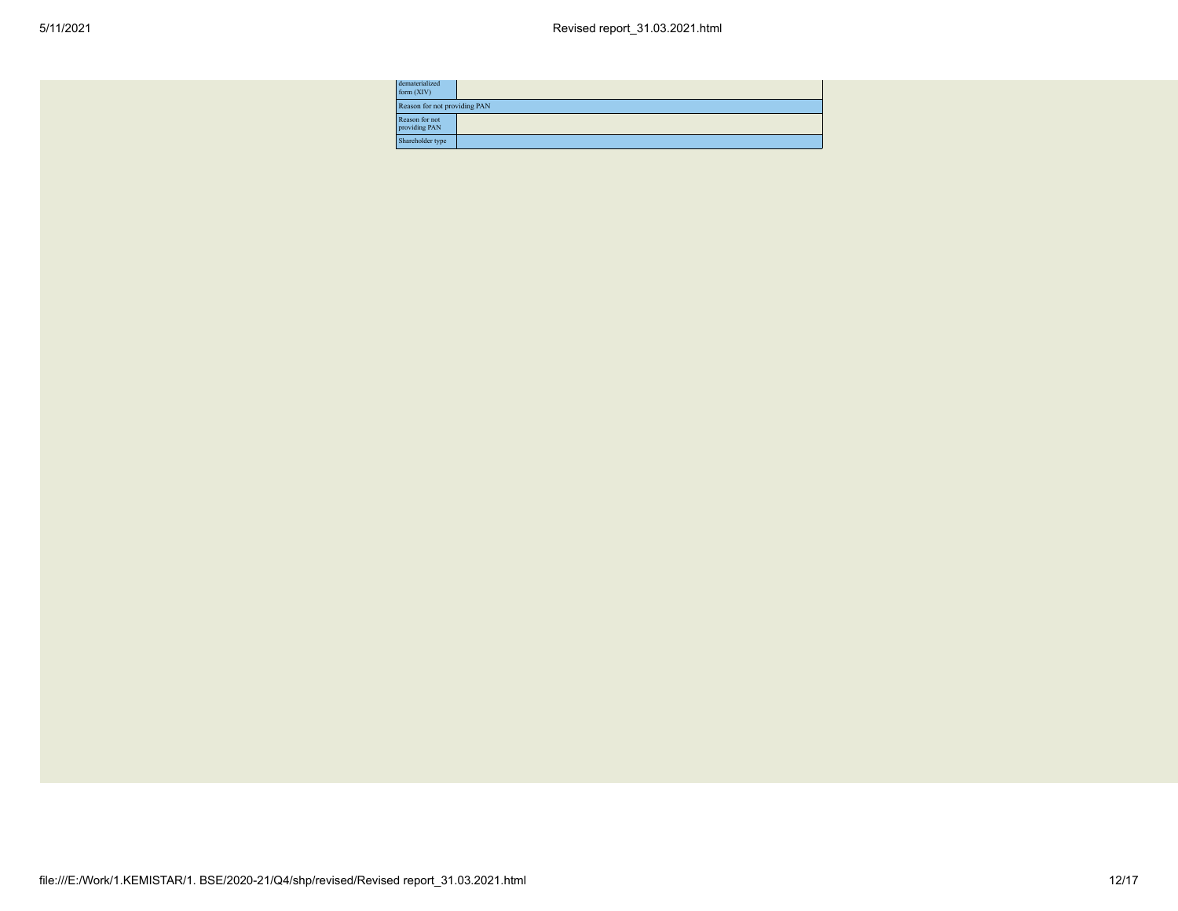| | |
|---|---|
| dematerialized form (XIV) | |
| Reason for not providing PAN | |
| Reason for not providing PAN | |
| Shareholder type | |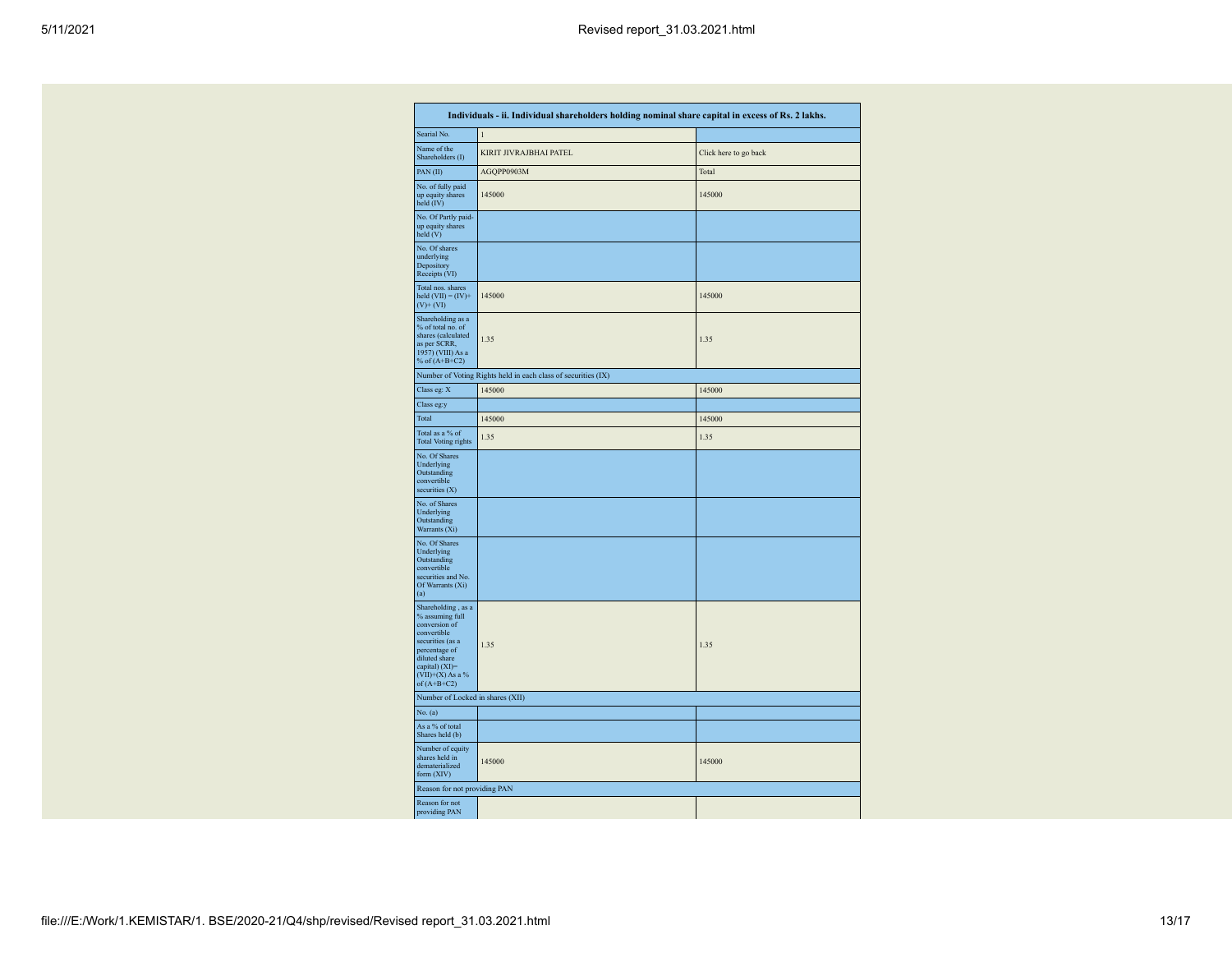| Individuals - ii. Individual shareholders holding nominal share capital in excess of Rs. 2 lakhs. | | |
|---|---|---|
| Searial No. | 1 | |
| Name of the Shareholders (I) | KIRIT JIVRAJBHAI PATEL | Click here to go back |
| PAN (II) | AGQPP0903M | Total |
| No. of fully paid up equity shares held (IV) | 145000 | 145000 |
| No. Of Partly paid-up equity shares held (V) | | |
| No. Of shares underlying Depository Receipts (VI) | | |
| Total nos. shares held (VII) = (IV)+(V)+ (VI) | 145000 | 145000 |
| Shareholding as a % of total no. of shares (calculated as per SCRR, 1957) (VIII) As a % of (A+B+C2) | 1.35 | 1.35 |
| Number of Voting Rights held in each class of securities (IX) | | |
| Class eg: X | 145000 | 145000 |
| Class eg:y | | |
| Total | 145000 | 145000 |
| Total as a % of Total Voting rights | 1.35 | 1.35 |
| No. Of Shares Underlying Outstanding convertible securities (X) | | |
| No. of Shares Underlying Outstanding Warrants (Xi) | | |
| No. Of Shares Underlying Outstanding convertible securities and No. Of Warrants (Xi) (a) | | |
| Shareholding , as a % assuming full conversion of convertible securities (as a percentage of diluted share capital) (XI)= (VII)+(X) As a % of (A+B+C2) | 1.35 | 1.35 |
| Number of Locked in shares (XII) | | |
| No. (a) | | |
| As a % of total Shares held (b) | | |
| Number of equity shares held in dematerialized form (XIV) | 145000 | 145000 |
| Reason for not providing PAN | | |
| Reason for not providing PAN | | |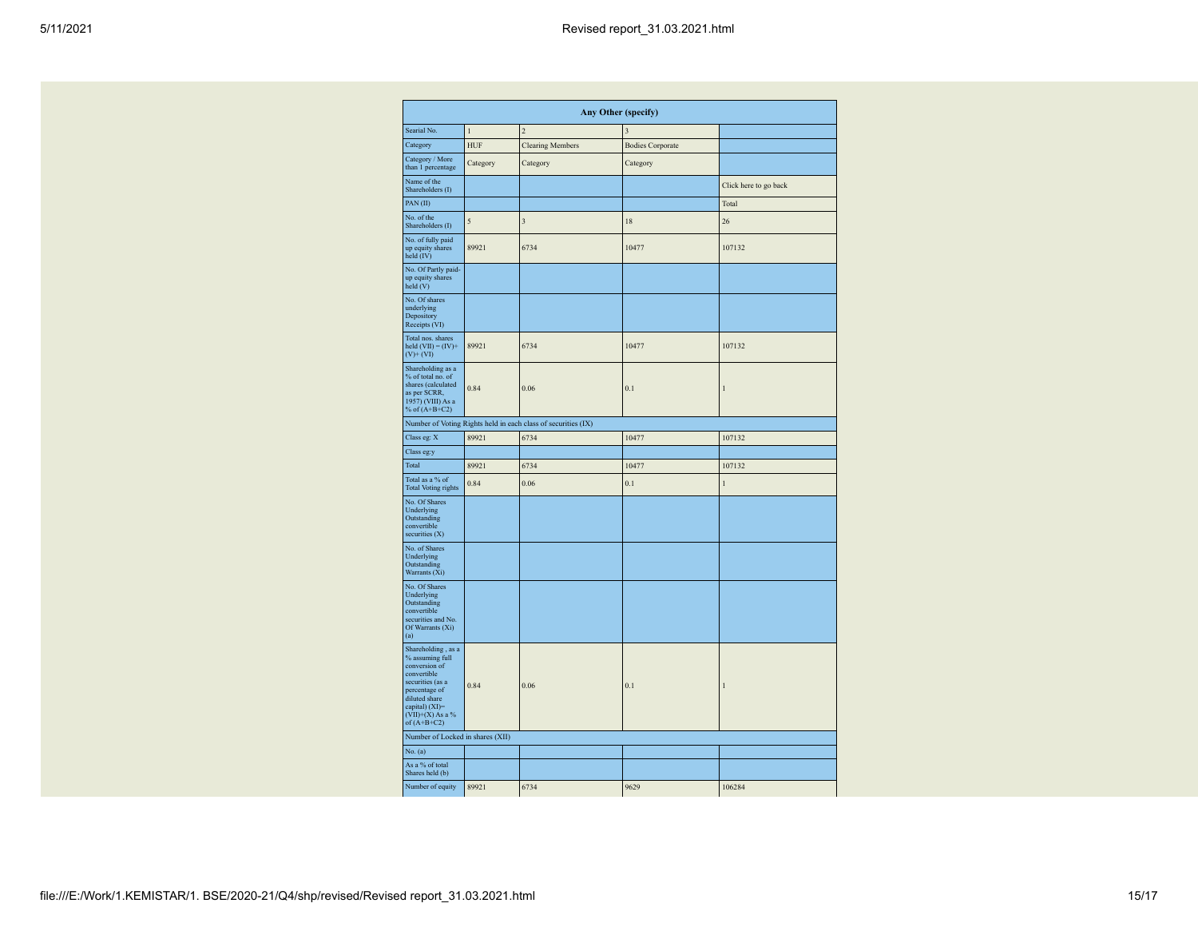| Any Other (specify) | | | | |
|---|---|---|---|---|
| Searial No. | 1 | 2 | 3 | |
| Category | HUF | Clearing Members | Bodies Corporate | |
| Category / More than 1 percentage | Category | Category | Category | |
| Name of the Shareholders (I) | | | | Click here to go back |
| PAN (II) | | | | Total |
| No. of the Shareholders (I) | 5 | 3 | 18 | 26 |
| No. of fully paid up equity shares held (IV) | 89921 | 6734 | 10477 | 107132 |
| No. Of Partly paid-up equity shares held (V) | | | | |
| No. Of shares underlying Depository Receipts (VI) | | | | |
| Total nos. shares held (VII) = (IV)+(V)+ (VI) | 89921 | 6734 | 10477 | 107132 |
| Shareholding as a % of total no. of shares (calculated as per SCRR, 1957) (VIII) As a % of (A+B+C2) | 0.84 | 0.06 | 0.1 | 1 |
| Number of Voting Rights held in each class of securities (IX) | | | | |
| Class eg: X | 89921 | 6734 | 10477 | 107132 |
| Class eg:y | | | | |
| Total | 89921 | 6734 | 10477 | 107132 |
| Total as a % of Total Voting rights | 0.84 | 0.06 | 0.1 | 1 |
| No. Of Shares Underlying Outstanding convertible securities (X) | | | | |
| No. of Shares Underlying Outstanding Warrants (Xi) | | | | |
| No. Of Shares Underlying Outstanding convertible securities and No. Of Warrants (Xi) (a) | | | | |
| Shareholding , as a % assuming full conversion of convertible securities (as a percentage of diluted share capital) (XI)= (VII)+(X) As a % of (A+B+C2) | 0.84 | 0.06 | 0.1 | 1 |
| Number of Locked in shares (XII) | | | | |
| No. (a) | | | | |
| As a % of total Shares held (b) | | | | |
| Number of equity | 89921 | 6734 | 9629 | 106284 |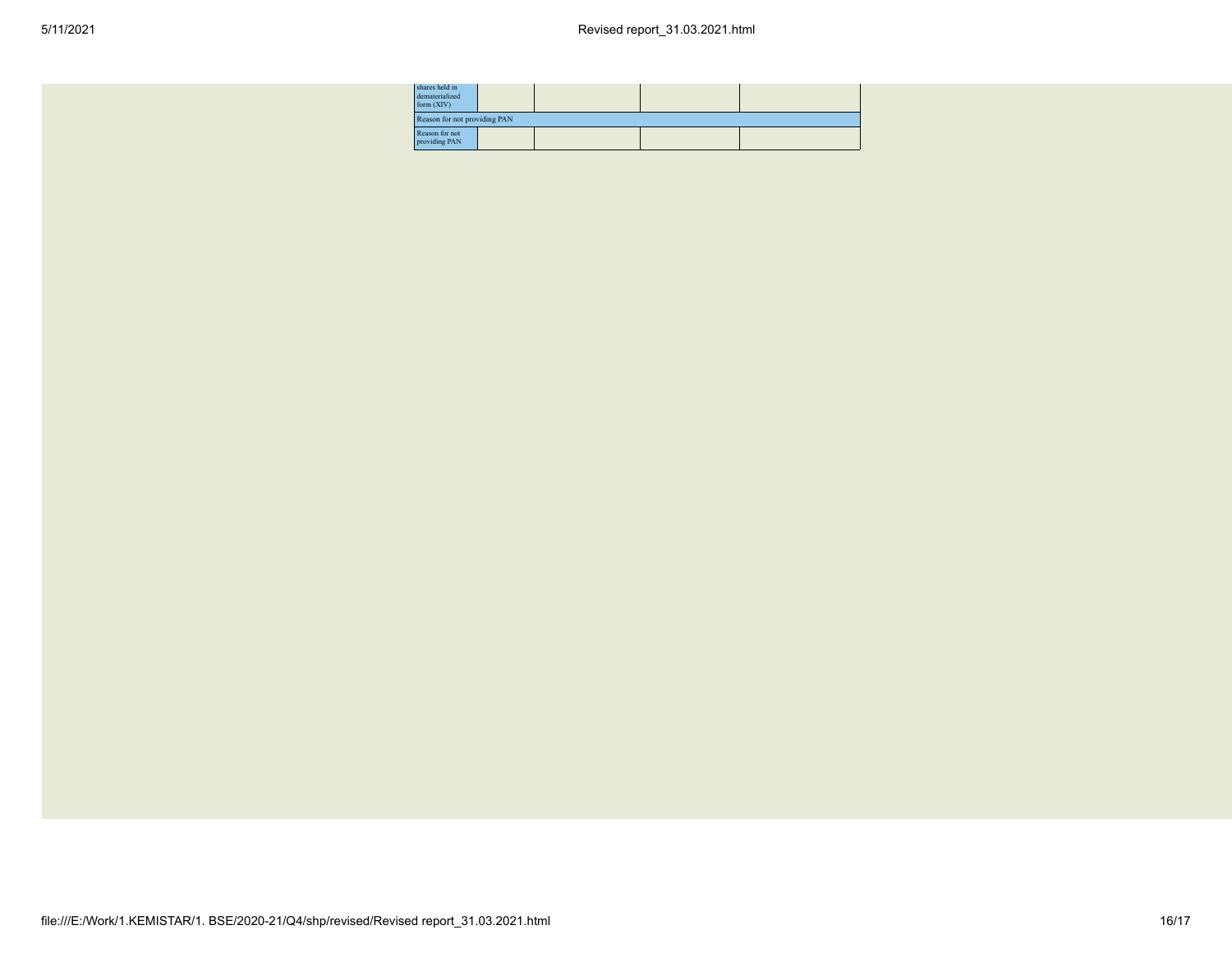| | | | | |
|---|---|---|---|---|
| shares held in dematerialized form (XIV) | | | | |
| Reason for not providing PAN | | | | |
| Reason for not providing PAN | | | | |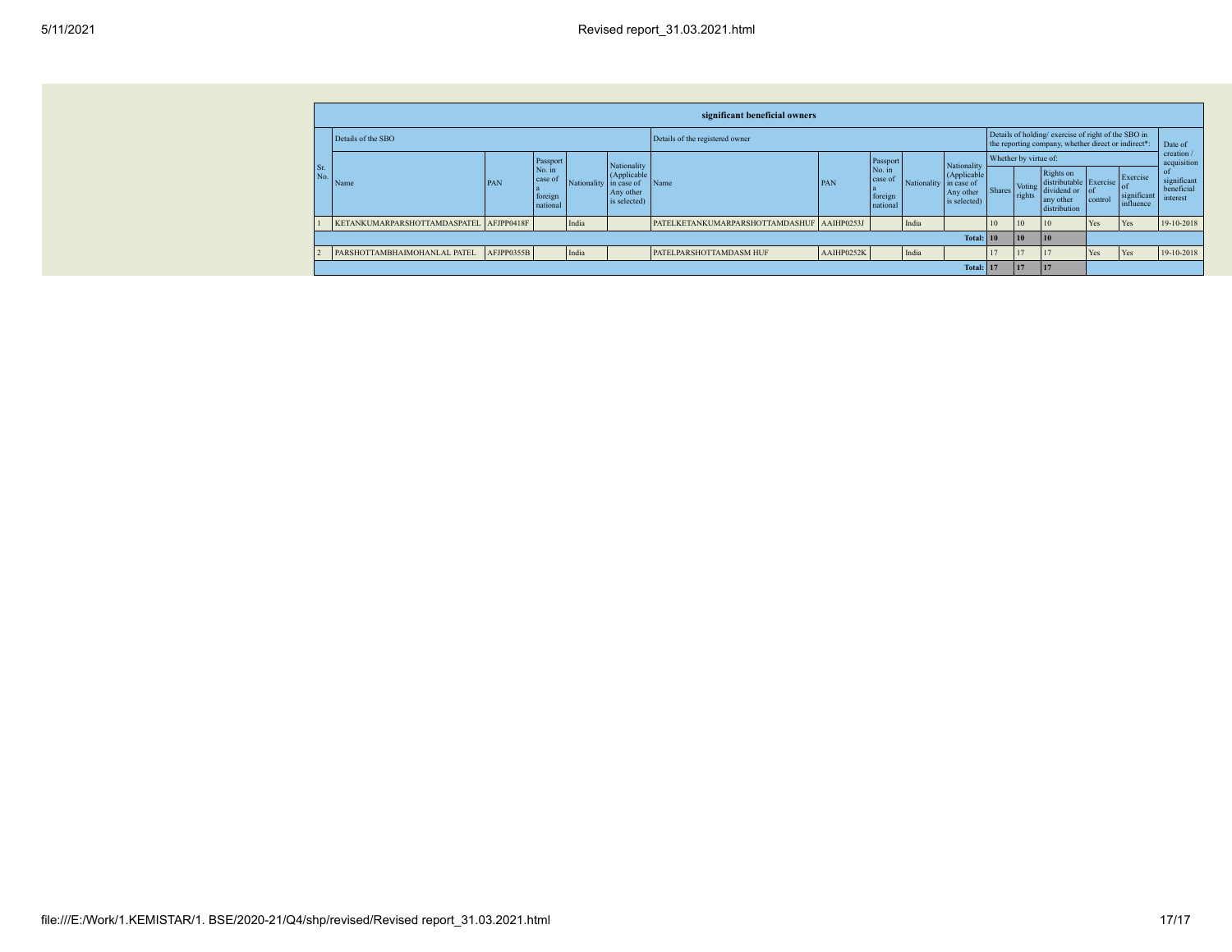| significant beneficial owners | | | | | | | | | | | | | | | | | |
|---|---|---|---|---|---|---|---|---|---|---|---|---|---|---|---|---|---|
| Sr. No. | Details of the SBO | | | | | Details of the registered owner | | | | | Details of holding/ exercise of right of the SBO in the reporting company, whether direct or indirect*: | | | | | Date of creation / acquisition of significant beneficial interest |
| | | | | | | | | | | | Whether by virtue of: | | | | | |
| | Name | PAN | Passport No. in case of a foreign national | Nationality | Nationality (Applicable in case of Any other is selected) | Name | PAN | Passport No. in case of a foreign national | Nationality | Nationality (Applicable in case of Any other is selected) | Shares | Voting rights | Rights on distributable dividend or any other distribution | Exercise of control | Exercise of significant influence | |
| 1 | KETANKUMARPARSHOTTAMDASPATEL | AFJPP0418F | | India | | PATELKETANKUMARPARSHOTTAMDASHUF | AAIHP0253J | | India | | 10 | 10 | 10 | Yes | Yes | 19-10-2018 |
| | | | | | | | | | | Total: | 10 | 10 | 10 | | | |
| 2 | PARSHOTTAMBHAIMOHANLAL PATEL | AFJPP0355B | | India | | PATELPARSHOTTAMDASM HUF | AAIHP0252K | | India | | 17 | 17 | 17 | Yes | Yes | 19-10-2018 |
| | | | | | | | | | | Total: | 17 | 17 | 17 | | | |